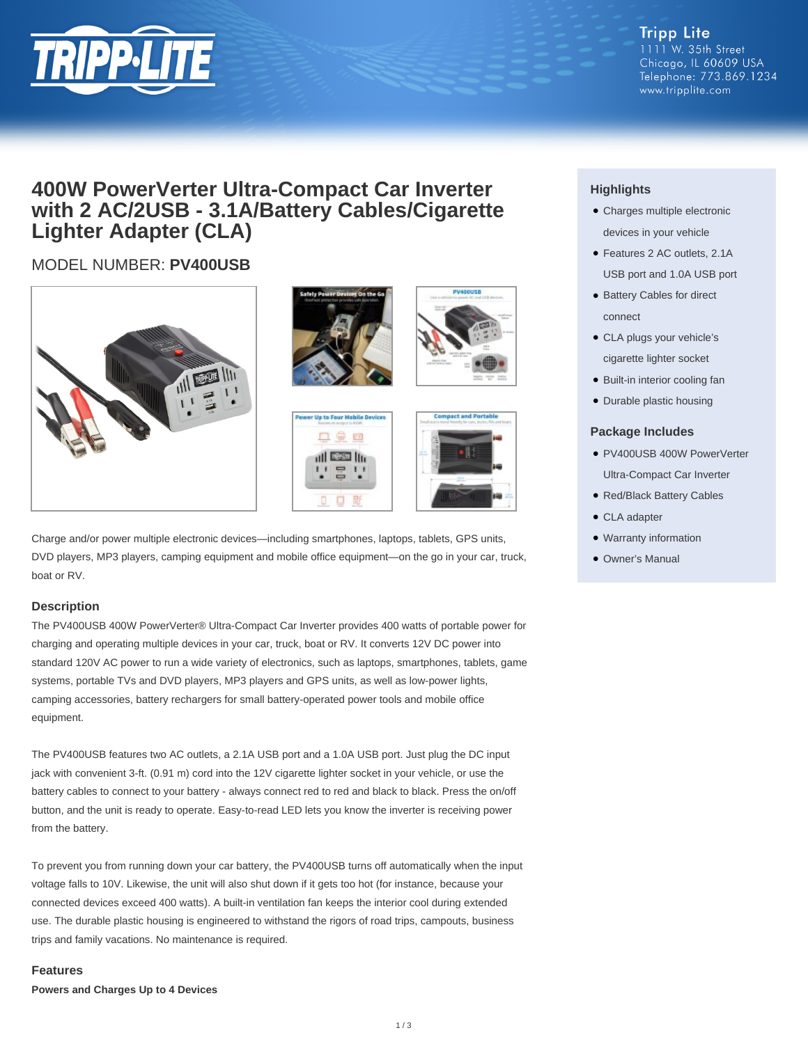Tripp Lite
1111 W. 35th Street
Chicago, IL 60609 USA
Telephone: 773.869.1234
www.tripplite.com

# 400W PowerVerter Ultra-Compact Car Inverter with 2 AC/2USB - 3.1A/Battery Cables/Cigarette Lighter Adapter (CLA)

## MODEL NUMBER: **PV400USB**

Charge and/or power multiple electronic devices—including smartphones, laptops, tablets, GPS units, DVD players, MP3 players, camping equipment and mobile office equipment—on the go in your car, truck, boat or RV.

### Description

The PV400USB 400W PowerVerter® Ultra-Compact Car Inverter provides 400 watts of portable power for charging and operating multiple devices in your car, truck, boat or RV. It converts 12V DC power into standard 120V AC power to run a wide variety of electronics, such as laptops, smartphones, tablets, game systems, portable TVs and DVD players, MP3 players and GPS units, as well as low-power lights, camping accessories, battery rechargers for small battery-operated power tools and mobile office equipment.

The PV400USB features two AC outlets, a 2.1A USB port and a 1.0A USB port. Just plug the DC input jack with convenient 3-ft. (0.91 m) cord into the 12V cigarette lighter socket in your vehicle, or use the battery cables to connect to your battery - always connect red to red and black to black. Press the on/off button, and the unit is ready to operate. Easy-to-read LED lets you know the inverter is receiving power from the battery.

To prevent you from running down your car battery, the PV400USB turns off automatically when the input voltage falls to 10V. Likewise, the unit will also shut down if it gets too hot (for instance, because your connected devices exceed 400 watts). A built-in ventilation fan keeps the interior cool during extended use. The durable plastic housing is engineered to withstand the rigors of road trips, campouts, business trips and family vacations. No maintenance is required.

### Features

**Powers and Charges Up to 4 Devices**

### Highlights

- Charges multiple electronic devices in your vehicle
- Features 2 AC outlets, 2.1A USB port and 1.0A USB port
- Battery Cables for direct connect
- CLA plugs your vehicle's cigarette lighter socket
- Built-in interior cooling fan
- Durable plastic housing

### Package Includes

- PV400USB 400W PowerVerter Ultra-Compact Car Inverter
- Red/Black Battery Cables
- CLA adapter
- Warranty information
- Owner's Manual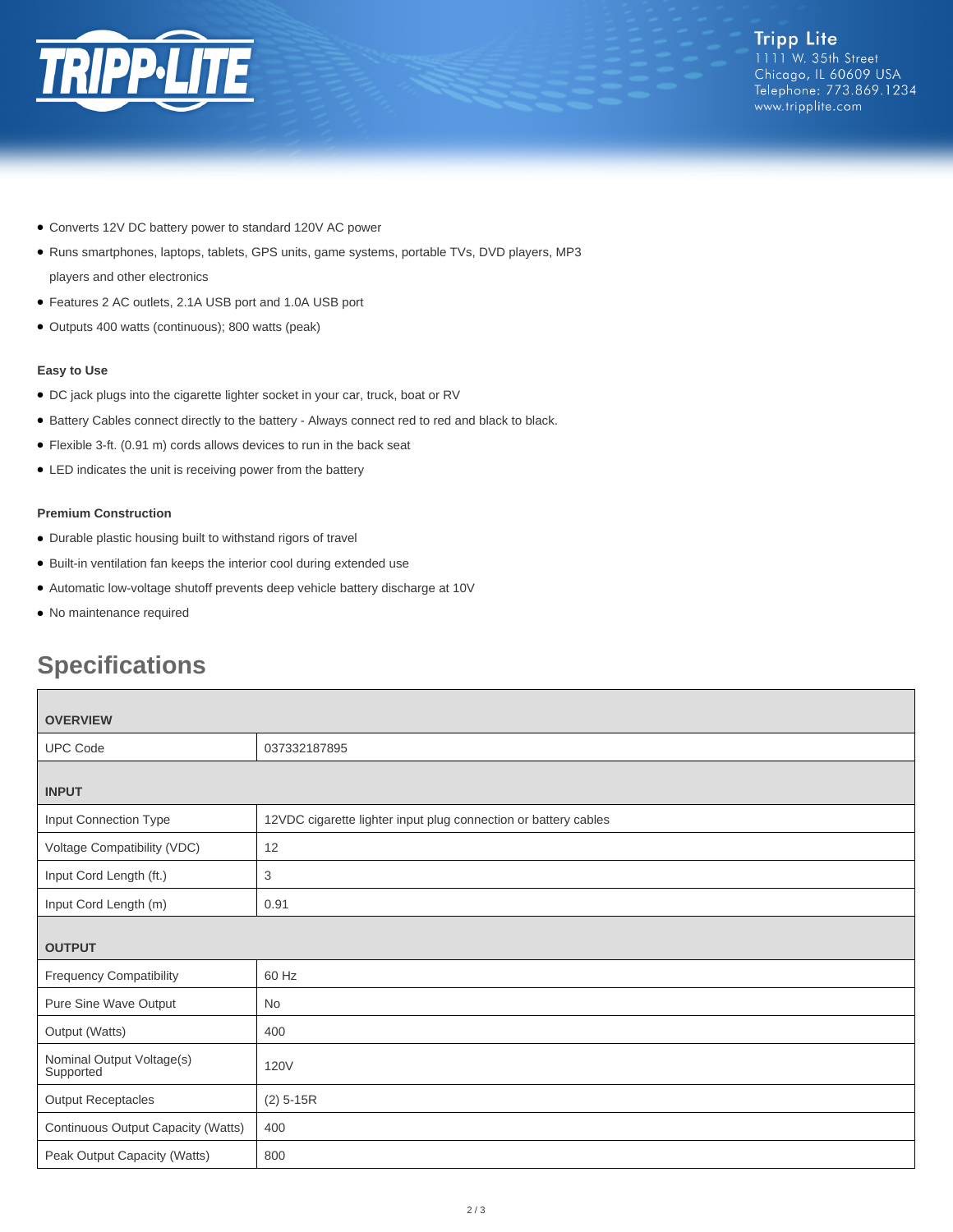- Converts 12V DC battery power to standard 120V AC power
- Runs smartphones, laptops, tablets, GPS units, game systems, portable TVs, DVD players, MP3 players and other electronics
- Features 2 AC outlets, 2.1A USB port and 1.0A USB port
- Outputs 400 watts (continuous); 800 watts (peak)

**Easy to Use**

- DC jack plugs into the cigarette lighter socket in your car, truck, boat or RV
- Battery Cables connect directly to the battery - Always connect red to red and black to black.
- Flexible 3-ft. (0.91 m) cords allows devices to run in the back seat
- LED indicates the unit is receiving power from the battery

**Premium Construction**

- Durable plastic housing built to withstand rigors of travel
- Built-in ventilation fan keeps the interior cool during extended use
- Automatic low-voltage shutoff prevents deep vehicle battery discharge at 10V
- No maintenance required

## Specifications

| OVERVIEW | |
|---|---|
| UPC Code | 037332187895 |
| **INPUT** | |
| Input Connection Type | 12VDC cigarette lighter input plug connection or battery cables |
| Voltage Compatibility (VDC) | 12 |
| Input Cord Length (ft.) | 3 |
| Input Cord Length (m) | 0.91 |
| **OUTPUT** | |
| Frequency Compatibility | 60 Hz |
| Pure Sine Wave Output | No |
| Output (Watts) | 400 |
| Nominal Output Voltage(s) Supported | 120V |
| Output Receptacles | (2) 5-15R |
| Continuous Output Capacity (Watts) | 400 |
| Peak Output Capacity (Watts) | 800 |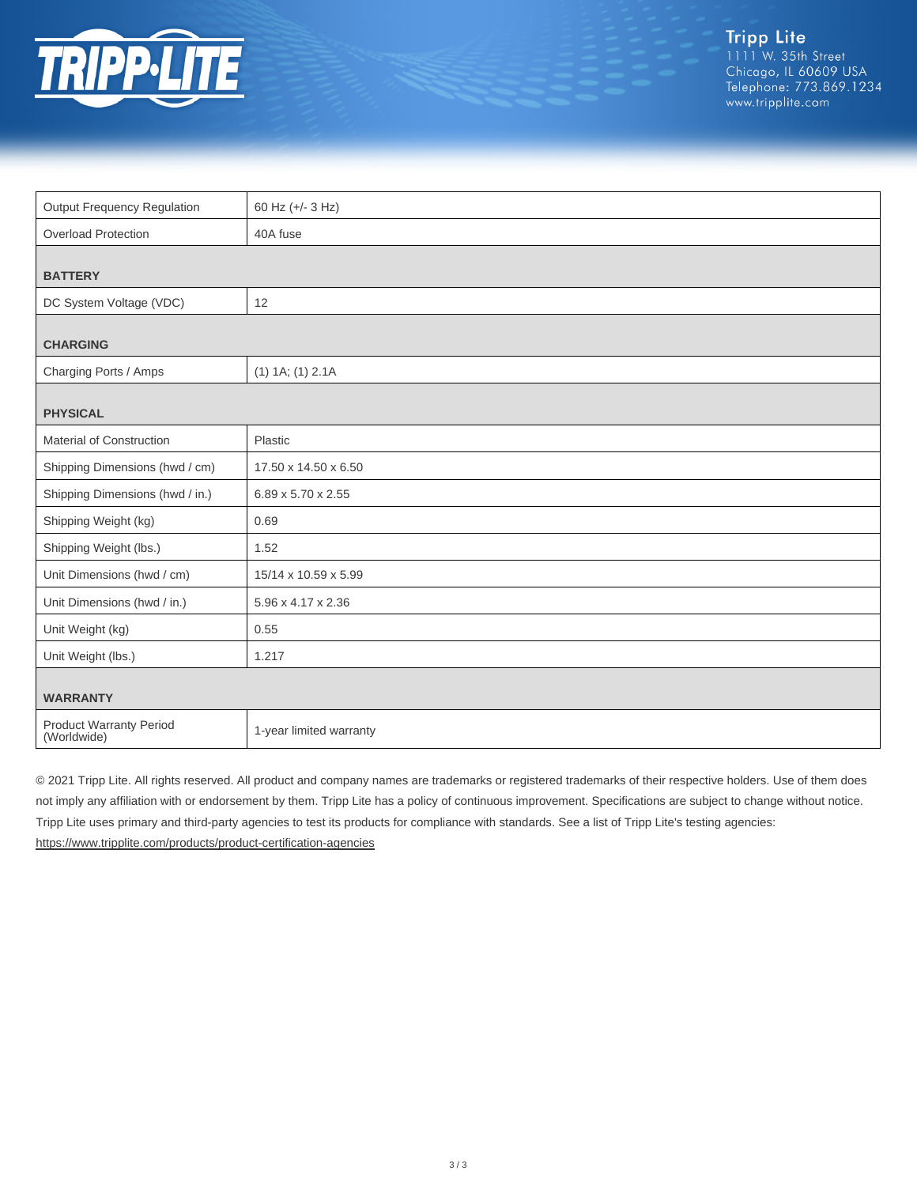| | |
|---|---|
| Output Frequency Regulation | 60 Hz (+/- 3 Hz) |
| Overload Protection | 40A fuse |
| **BATTERY** | |
| DC System Voltage (VDC) | 12 |
| **CHARGING** | |
| Charging Ports / Amps | (1) 1A; (1) 2.1A |
| **PHYSICAL** | |
| Material of Construction | Plastic |
| Shipping Dimensions (hwd / cm) | 17.50 x 14.50 x 6.50 |
| Shipping Dimensions (hwd / in.) | 6.89 x 5.70 x 2.55 |
| Shipping Weight (kg) | 0.69 |
| Shipping Weight (lbs.) | 1.52 |
| Unit Dimensions (hwd / cm) | 15/14 x 10.59 x 5.99 |
| Unit Dimensions (hwd / in.) | 5.96 x 4.17 x 2.36 |
| Unit Weight (kg) | 0.55 |
| Unit Weight (lbs.) | 1.217 |
| **WARRANTY** | |
| Product Warranty Period (Worldwide) | 1-year limited warranty |

© 2021 Tripp Lite. All rights reserved. All product and company names are trademarks or registered trademarks of their respective holders. Use of them does not imply any affiliation with or endorsement by them. Tripp Lite has a policy of continuous improvement. Specifications are subject to change without notice. Tripp Lite uses primary and third-party agencies to test its products for compliance with standards. See a list of Tripp Lite's testing agencies: https://www.tripplite.com/products/product-certification-agencies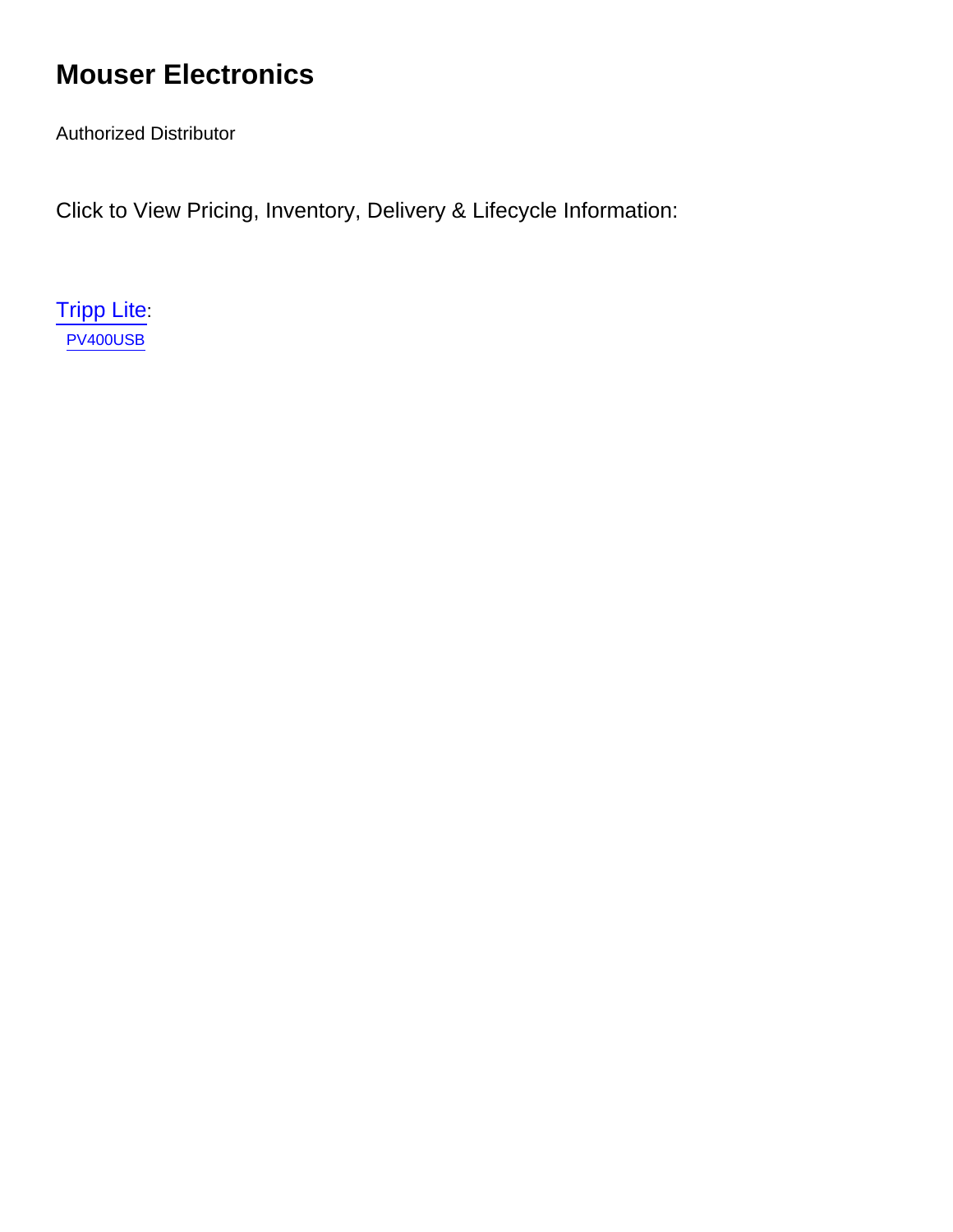# Mouser Electronics

Authorized Distributor

Click to View Pricing, Inventory, Delivery & Lifecycle Information:

Tripp Lite:

PV400USB